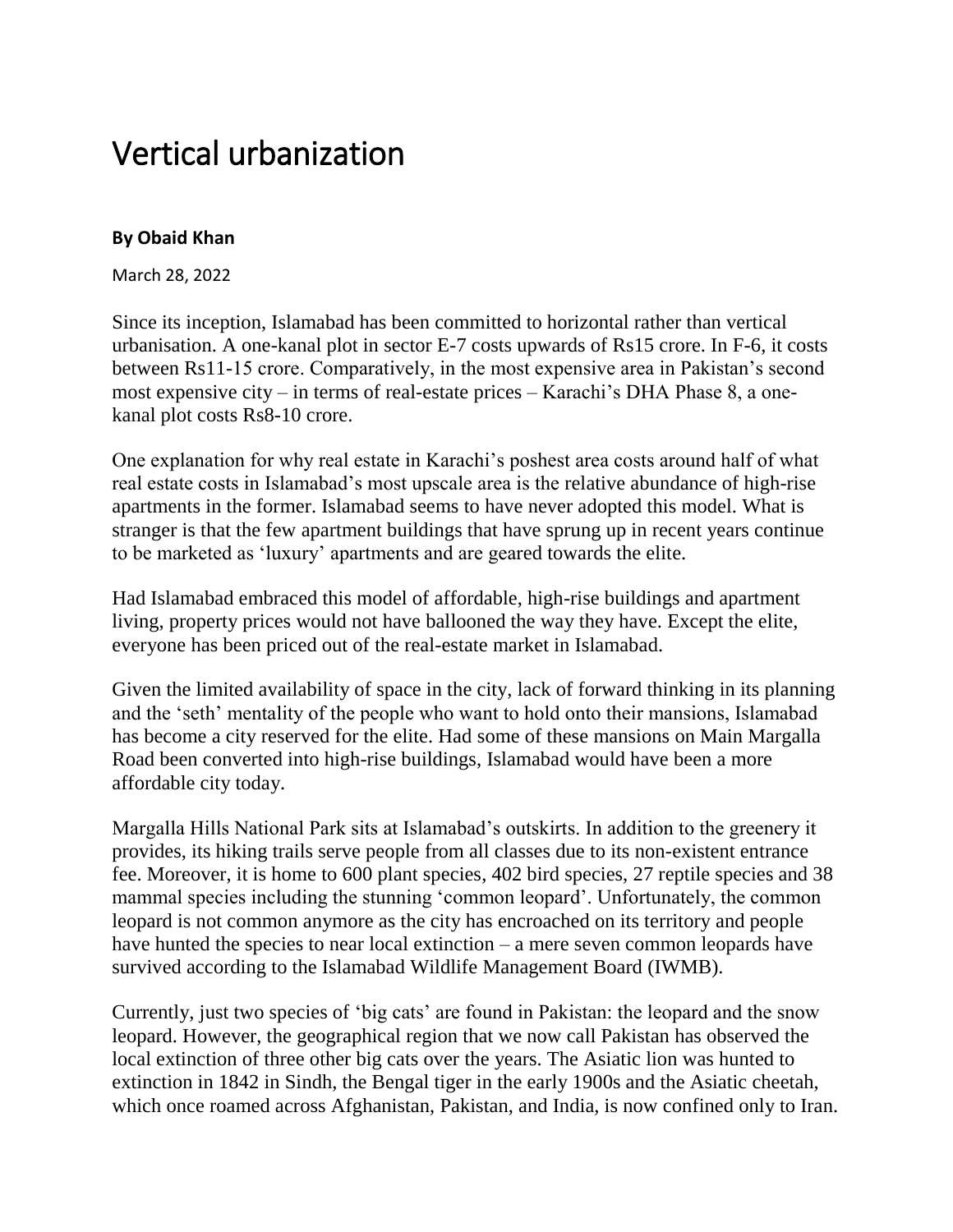# Vertical urbanization

**By Obaid Khan**

March 28, 2022

Since its inception, Islamabad has been committed to horizontal rather than vertical urbanisation. A one-kanal plot in sector E-7 costs upwards of Rs15 crore. In F-6, it costs between Rs11-15 crore. Comparatively, in the most expensive area in Pakistan's second most expensive city – in terms of real-estate prices – Karachi's DHA Phase 8, a one-kanal plot costs Rs8-10 crore.

One explanation for why real estate in Karachi's poshest area costs around half of what real estate costs in Islamabad's most upscale area is the relative abundance of high-rise apartments in the former. Islamabad seems to have never adopted this model. What is stranger is that the few apartment buildings that have sprung up in recent years continue to be marketed as 'luxury' apartments and are geared towards the elite.

Had Islamabad embraced this model of affordable, high-rise buildings and apartment living, property prices would not have ballooned the way they have. Except the elite, everyone has been priced out of the real-estate market in Islamabad.

Given the limited availability of space in the city, lack of forward thinking in its planning and the 'seth' mentality of the people who want to hold onto their mansions, Islamabad has become a city reserved for the elite. Had some of these mansions on Main Margalla Road been converted into high-rise buildings, Islamabad would have been a more affordable city today.

Margalla Hills National Park sits at Islamabad's outskirts. In addition to the greenery it provides, its hiking trails serve people from all classes due to its non-existent entrance fee. Moreover, it is home to 600 plant species, 402 bird species, 27 reptile species and 38 mammal species including the stunning 'common leopard'. Unfortunately, the common leopard is not common anymore as the city has encroached on its territory and people have hunted the species to near local extinction – a mere seven common leopards have survived according to the Islamabad Wildlife Management Board (IWMB).

Currently, just two species of 'big cats' are found in Pakistan: the leopard and the snow leopard. However, the geographical region that we now call Pakistan has observed the local extinction of three other big cats over the years. The Asiatic lion was hunted to extinction in 1842 in Sindh, the Bengal tiger in the early 1900s and the Asiatic cheetah, which once roamed across Afghanistan, Pakistan, and India, is now confined only to Iran.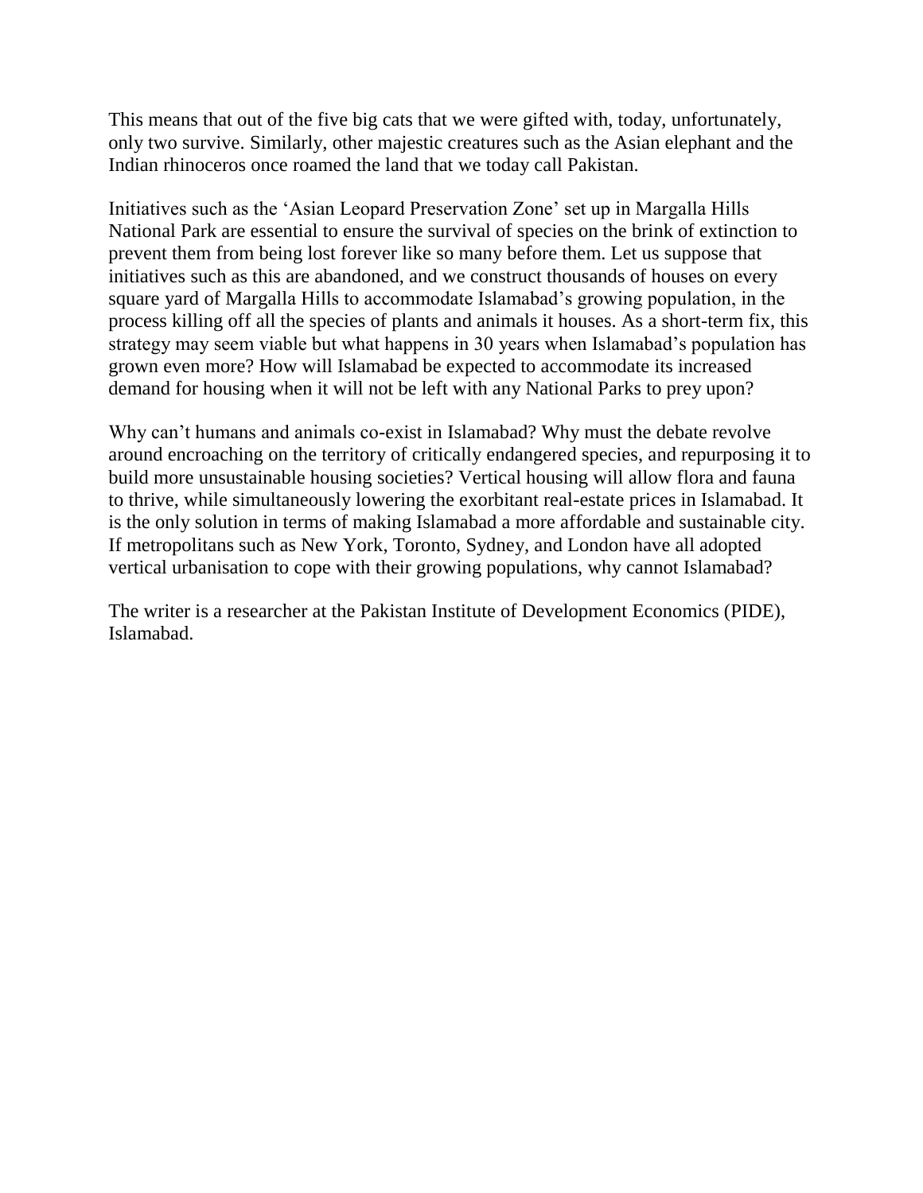This means that out of the five big cats that we were gifted with, today, unfortunately, only two survive. Similarly, other majestic creatures such as the Asian elephant and the Indian rhinoceros once roamed the land that we today call Pakistan.

Initiatives such as the 'Asian Leopard Preservation Zone' set up in Margalla Hills National Park are essential to ensure the survival of species on the brink of extinction to prevent them from being lost forever like so many before them. Let us suppose that initiatives such as this are abandoned, and we construct thousands of houses on every square yard of Margalla Hills to accommodate Islamabad's growing population, in the process killing off all the species of plants and animals it houses. As a short-term fix, this strategy may seem viable but what happens in 30 years when Islamabad's population has grown even more? How will Islamabad be expected to accommodate its increased demand for housing when it will not be left with any National Parks to prey upon?

Why can't humans and animals co-exist in Islamabad? Why must the debate revolve around encroaching on the territory of critically endangered species, and repurposing it to build more unsustainable housing societies? Vertical housing will allow flora and fauna to thrive, while simultaneously lowering the exorbitant real-estate prices in Islamabad. It is the only solution in terms of making Islamabad a more affordable and sustainable city. If metropolitans such as New York, Toronto, Sydney, and London have all adopted vertical urbanisation to cope with their growing populations, why cannot Islamabad?

The writer is a researcher at the Pakistan Institute of Development Economics (PIDE), Islamabad.